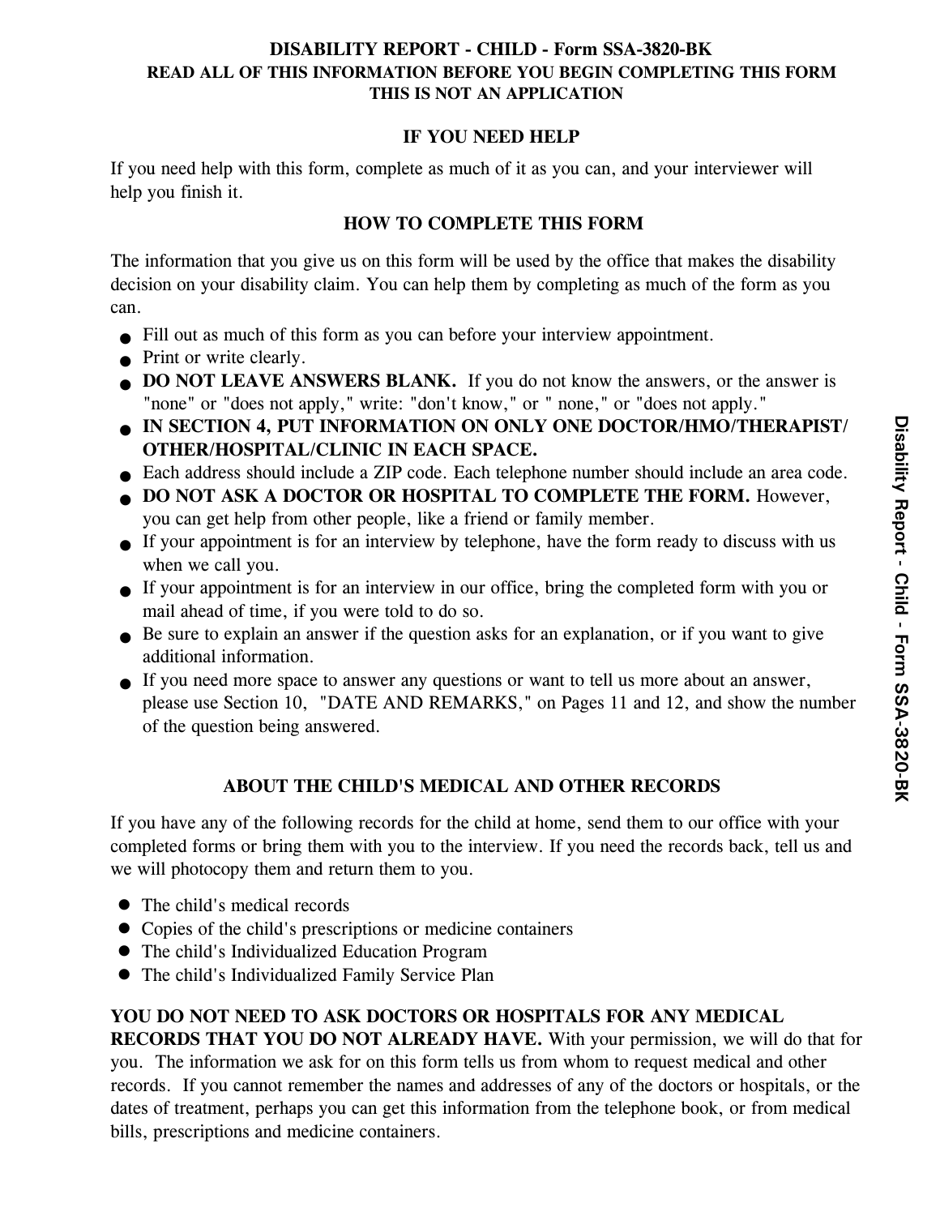# DISABILITY REPORT - CHILD - Form SSA-3820-BK

**READ ALL OF THIS INFORMATION BEFORE YOU BEGIN COMPLETING THIS FORM**

**THIS IS NOT AN APPLICATION**

## IF YOU NEED HELP

If you need help with this form, complete as much of it as you can, and your interviewer will help you finish it.

## HOW TO COMPLETE THIS FORM

The information that you give us on this form will be used by the office that makes the disability decision on your disability claim. You can help them by completing as much of the form as you can.

- Fill out as much of this form as you can before your interview appointment.
- Print or write clearly.
- **DO NOT LEAVE ANSWERS BLANK.** If you do not know the answers, or the answer is "none" or "does not apply," write: "don't know," or " none," or "does not apply."
- **IN SECTION 4, PUT INFORMATION ON ONLY ONE DOCTOR/HMO/THERAPIST/ OTHER/HOSPITAL/CLINIC IN EACH SPACE.**
- Each address should include a ZIP code. Each telephone number should include an area code.
- **DO NOT ASK A DOCTOR OR HOSPITAL TO COMPLETE THE FORM.** However, you can get help from other people, like a friend or family member.
- If your appointment is for an interview by telephone, have the form ready to discuss with us when we call you.
- If your appointment is for an interview in our office, bring the completed form with you or mail ahead of time, if you were told to do so.
- Be sure to explain an answer if the question asks for an explanation, or if you want to give additional information.
- If you need more space to answer any questions or want to tell us more about an answer, please use Section 10, "DATE AND REMARKS," on Pages 11 and 12, and show the number of the question being answered.

## ABOUT THE CHILD'S MEDICAL AND OTHER RECORDS

If you have any of the following records for the child at home, send them to our office with your completed forms or bring them with you to the interview. If you need the records back, tell us and we will photocopy them and return them to you.

- The child's medical records
- Copies of the child's prescriptions or medicine containers
- The child's Individualized Education Program
- The child's Individualized Family Service Plan

**YOU DO NOT NEED TO ASK DOCTORS OR HOSPITALS FOR ANY MEDICAL RECORDS THAT YOU DO NOT ALREADY HAVE.** With your permission, we will do that for you. The information we ask for on this form tells us from whom to request medical and other records. If you cannot remember the names and addresses of any of the doctors or hospitals, or the dates of treatment, perhaps you can get this information from the telephone book, or from medical bills, prescriptions and medicine containers.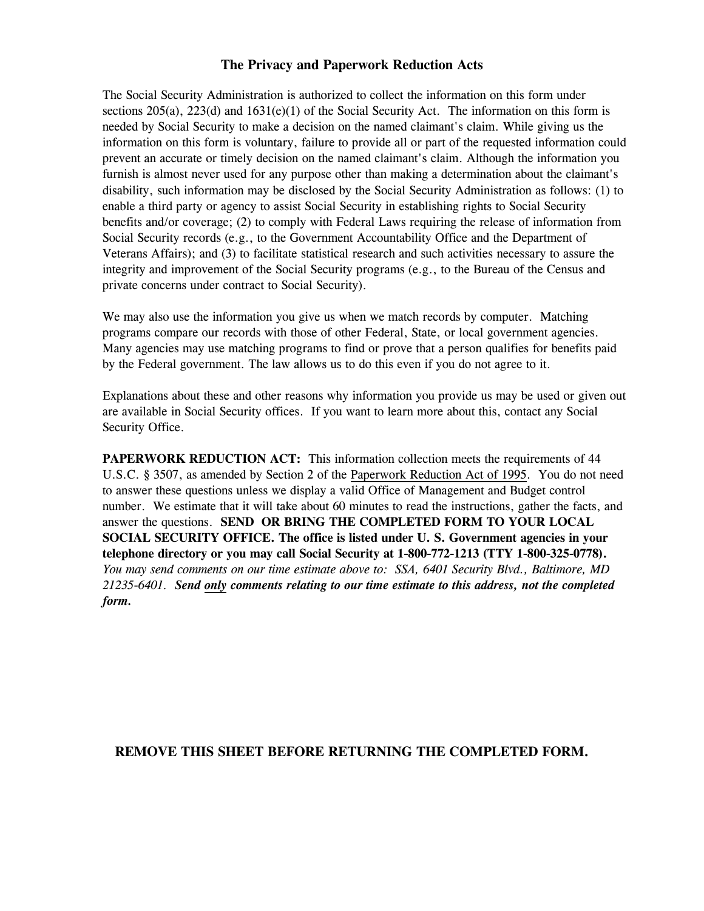## The Privacy and Paperwork Reduction Acts

The Social Security Administration is authorized to collect the information on this form under sections 205(a), 223(d) and 1631(e)(1) of the Social Security Act. The information on this form is needed by Social Security to make a decision on the named claimant's claim. While giving us the information on this form is voluntary, failure to provide all or part of the requested information could prevent an accurate or timely decision on the named claimant's claim. Although the information you furnish is almost never used for any purpose other than making a determination about the claimant's disability, such information may be disclosed by the Social Security Administration as follows: (1) to enable a third party or agency to assist Social Security in establishing rights to Social Security benefits and/or coverage; (2) to comply with Federal Laws requiring the release of information from Social Security records (e.g., to the Government Accountability Office and the Department of Veterans Affairs); and (3) to facilitate statistical research and such activities necessary to assure the integrity and improvement of the Social Security programs (e.g., to the Bureau of the Census and private concerns under contract to Social Security).

We may also use the information you give us when we match records by computer. Matching programs compare our records with those of other Federal, State, or local government agencies. Many agencies may use matching programs to find or prove that a person qualifies for benefits paid by the Federal government. The law allows us to do this even if you do not agree to it.

Explanations about these and other reasons why information you provide us may be used or given out are available in Social Security offices. If you want to learn more about this, contact any Social Security Office.

**PAPERWORK REDUCTION ACT:** This information collection meets the requirements of 44 U.S.C. § 3507, as amended by Section 2 of the Paperwork Reduction Act of 1995. You do not need to answer these questions unless we display a valid Office of Management and Budget control number. We estimate that it will take about 60 minutes to read the instructions, gather the facts, and answer the questions. **SEND OR BRING THE COMPLETED FORM TO YOUR LOCAL SOCIAL SECURITY OFFICE. The office is listed under U. S. Government agencies in your telephone directory or you may call Social Security at 1-800-772-1213 (TTY 1-800-325-0778).** *You may send comments on our time estimate above to: SSA, 6401 Security Blvd., Baltimore, MD 21235-6401.* ***Send only comments relating to our time estimate to this address, not the completed form.***

**REMOVE THIS SHEET BEFORE RETURNING THE COMPLETED FORM.**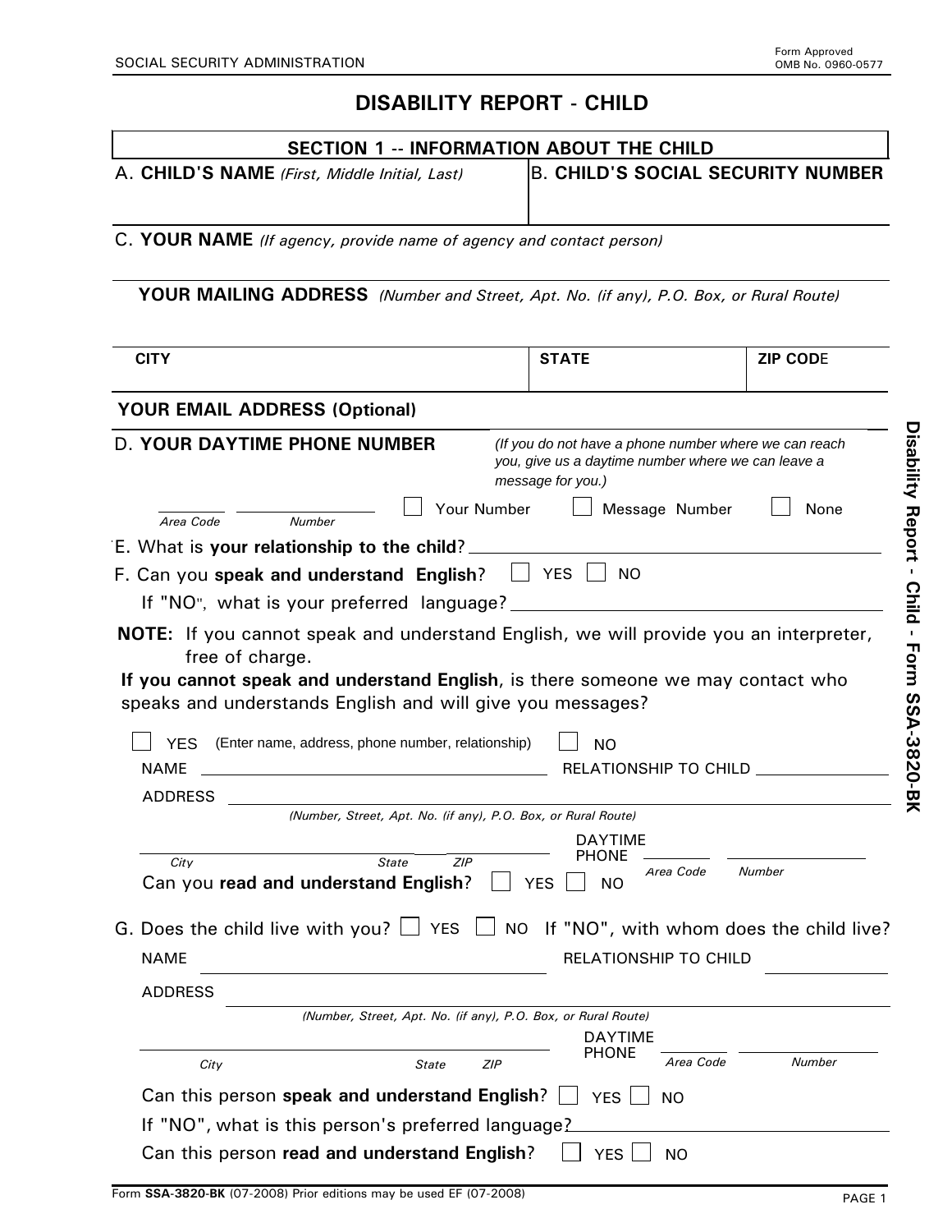SOCIAL SECURITY ADMINISTRATION

Form Approved
OMB No. 0960-0577

# DISABILITY REPORT - CHILD

## SECTION 1 -- INFORMATION ABOUT THE CHILD

A. **CHILD'S NAME** *(First, Middle Initial, Last)*

B. **CHILD'S SOCIAL SECURITY NUMBER**

C. **YOUR NAME** *(If agency, provide name of agency and contact person)*

**YOUR MAILING ADDRESS** *(Number and Street, Apt. No. (if any), P.O. Box, or Rural Route)*

| CITY | STATE | ZIP CODE |
|---|---|---|
| | | |

**YOUR EMAIL ADDRESS (Optional)**

D. **YOUR DAYTIME PHONE NUMBER** *(If you do not have a phone number where we can reach you, give us a daytime number where we can leave a message for you.)*

_______ Area Code _______ Number ☐ Your Number ☐ Message Number ☐ None

E. What is **your relationship to the child**? ____________

F. Can you **speak and understand English**? ☐ YES ☐ NO

If "NO", what is your preferred language? ____________

**NOTE:** If you cannot speak and understand English, we will provide you an interpreter, free of charge.

**If you cannot speak and understand English**, is there someone we may contact who speaks and understands English and will give you messages?

☐ YES (Enter name, address, phone number, relationship) ☐ NO

NAME ____________ RELATIONSHIP TO CHILD ____________

ADDRESS ____________
*(Number, Street, Apt. No. (if any), P.O. Box, or Rural Route)*

*City* ______ *State* ______ *ZIP* ______ DAYTIME PHONE ______ *Area Code* ______ *Number*

Can you **read and understand English**? ☐ YES ☐ NO

G. Does the child live with you? ☐ YES ☐ NO If "NO", with whom does the child live?

NAME ____________ RELATIONSHIP TO CHILD ____________

ADDRESS ____________
*(Number, Street, Apt. No. (if any), P.O. Box, or Rural Route)*

*City* ______ *State* ______ *ZIP* ______ DAYTIME PHONE ______ *Area Code* ______ *Number*

Can this person **speak and understand English**? ☐ YES ☐ NO

If "NO", what is this person's preferred language? ____________

Can this person **read and understand English**? ☐ YES ☐ NO

Form **SSA-3820-BK** (07-2008) Prior editions may be used EF (07-2008)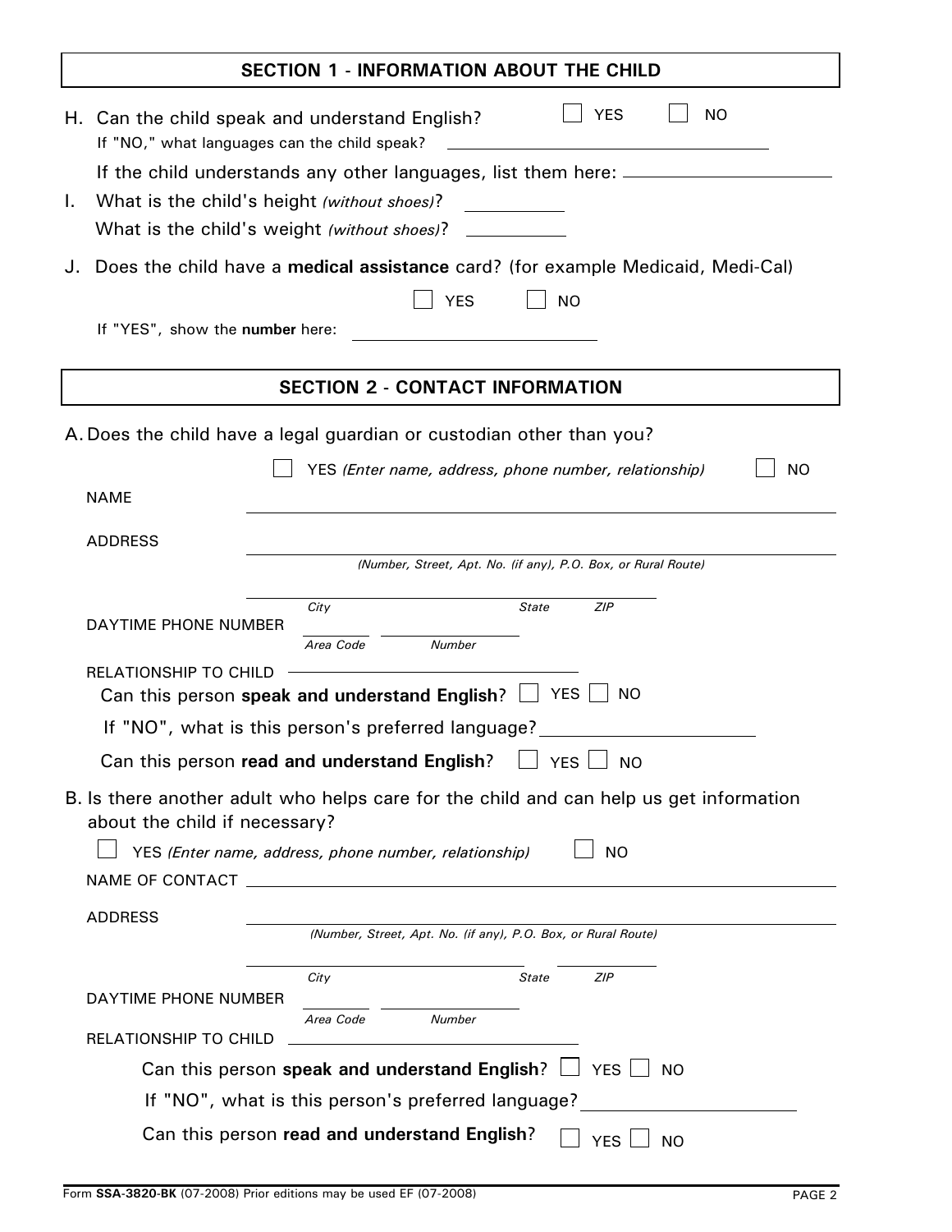## SECTION 1 - INFORMATION ABOUT THE CHILD

H. Can the child speak and understand English? ☐ YES ☐ NO

If "NO," what languages can the child speak? ____________________

If the child understands any other languages, list them here: ____________________

I. What is the child's height *(without shoes)*? __________

What is the child's weight *(without shoes)*? __________

J. Does the child have a **medical assistance** card? (for example Medicaid, Medi-Cal)

☐ YES ☐ NO

If "YES", show the **number** here: ____________________

## SECTION 2 - CONTACT INFORMATION

A. Does the child have a legal guardian or custodian other than you?

☐ YES *(Enter name, address, phone number, relationship)* ☐ NO

NAME ____________________

ADDRESS ____________________
*(Number, Street, Apt. No. (if any), P.O. Box, or Rural Route)*

____________________
City State ZIP

DAYTIME PHONE NUMBER ______ ____________
Area Code Number

RELATIONSHIP TO CHILD ____________________

Can this person **speak and understand English**? ☐ YES ☐ NO

If "NO", what is this person's preferred language? ____________________

Can this person **read and understand English**? ☐ YES ☐ NO

B. Is there another adult who helps care for the child and can help us get information about the child if necessary?

☐ YES *(Enter name, address, phone number, relationship)* ☐ NO

NAME OF CONTACT ____________________

ADDRESS ____________________
*(Number, Street, Apt. No. (if any), P.O. Box, or Rural Route)*

____________________
City State ZIP

DAYTIME PHONE NUMBER ______ ____________
Area Code Number

RELATIONSHIP TO CHILD ____________________

Can this person **speak and understand English**? ☐ YES ☐ NO

If "NO", what is this person's preferred language? ____________________

Can this person **read and understand English**? ☐ YES ☐ NO

Form **SSA-3820-BK** (07-2008) Prior editions may be used EF (07-2008)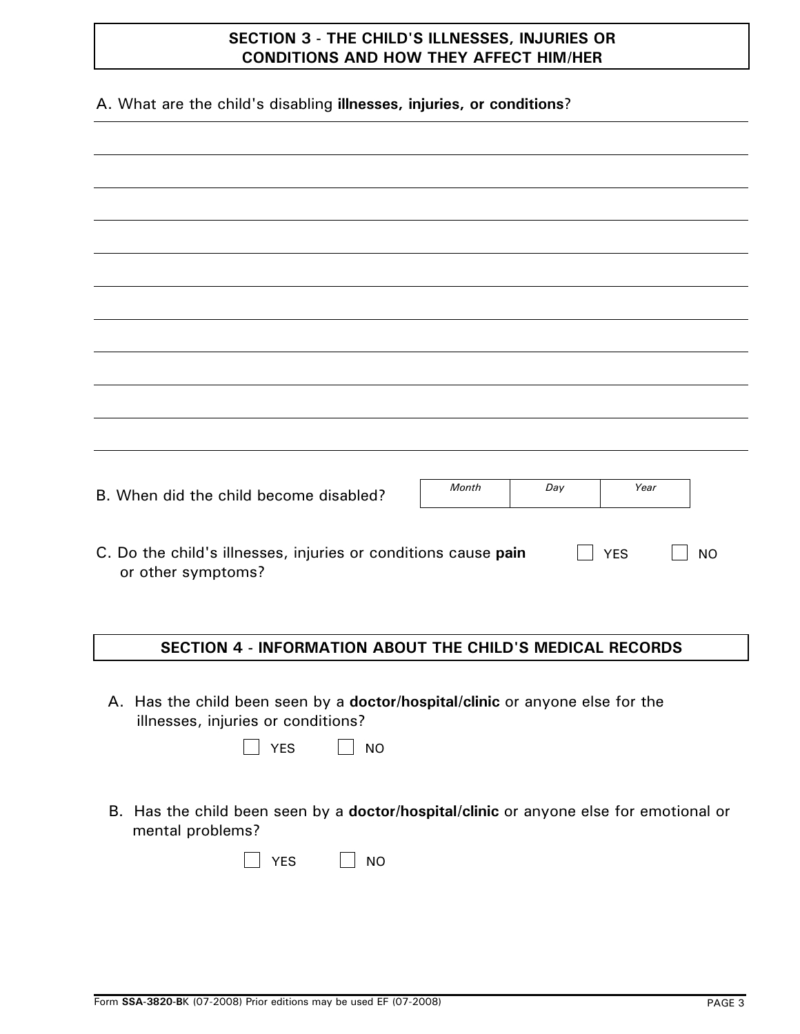## SECTION 3 - THE CHILD'S ILLNESSES, INJURIES OR CONDITIONS AND HOW THEY AFFECT HIM/HER

A. What are the child's disabling **illnesses, injuries, or conditions**?

B. When did the child become disabled?

| *Month* | *Day* | *Year* |
| --- | --- | --- |
| | | |

C. Do the child's illnesses, injuries or conditions cause **pain** or other symptoms?

☐ YES ☐ NO

## SECTION 4 - INFORMATION ABOUT THE CHILD'S MEDICAL RECORDS

A. Has the child been seen by a **doctor/hospital/clinic** or anyone else for the illnesses, injuries or conditions?

☐ YES ☐ NO

B. Has the child been seen by a **doctor/hospital/clinic** or anyone else for emotional or mental problems?

☐ YES ☐ NO

Form **SSA-3820-BK** (07-2008) Prior editions may be used EF (07-2008)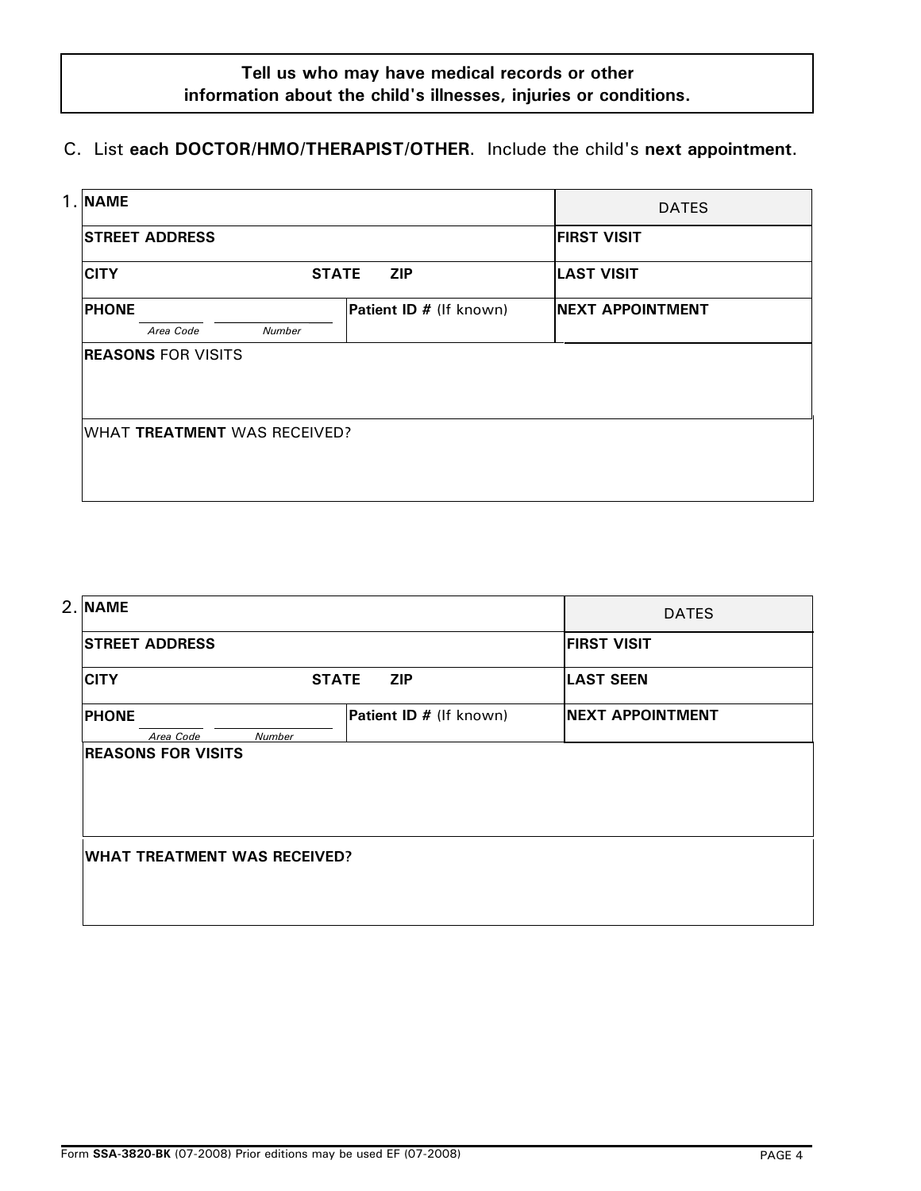**Tell us who may have medical records or other information about the child's illnesses, injuries or conditions.**

C. List **each DOCTOR/HMO/THERAPIST/OTHER**. Include the child's **next appointment**.

1.

| | | DATES |
|---|---|---|
| **NAME** | | |
| **STREET ADDRESS** | | **FIRST VISIT** |
| **CITY** **STATE** **ZIP** | | **LAST VISIT** |
| **PHONE** *Area Code* *Number* | **Patient ID #** (If known) | **NEXT APPOINTMENT** |
| **REASONS** FOR VISITS | | |
| WHAT **TREATMENT** WAS RECEIVED? | | |

2.

| | | DATES |
|---|---|---|
| **NAME** | | |
| **STREET ADDRESS** | | **FIRST VISIT** |
| **CITY** **STATE** **ZIP** | | **LAST SEEN** |
| **PHONE** *Area Code* *Number* | **Patient ID #** (If known) | **NEXT APPOINTMENT** |
| **REASONS FOR VISITS** | | |
| **WHAT TREATMENT WAS RECEIVED?** | | |

Form **SSA-3820-BK** (07-2008) Prior editions may be used EF (07-2008)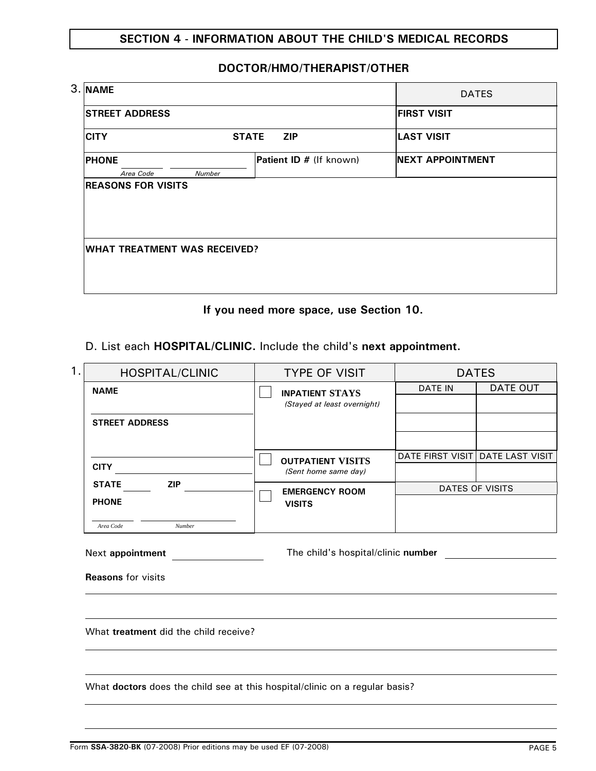## SECTION 4 - INFORMATION ABOUT THE CHILD'S MEDICAL RECORDS

### DOCTOR/HMO/THERAPIST/OTHER

3.

| **NAME** | | DATES |
|---|---|---|
| **STREET ADDRESS** | | **FIRST VISIT** |
| **CITY** **STATE** **ZIP** | | **LAST VISIT** |
| **PHONE** ______ ______ *Area Code* *Number* | **Patient ID #** (If known) | **NEXT APPOINTMENT** |
| **REASONS FOR VISITS** | | |
| **WHAT TREATMENT WAS RECEIVED?** | | |

**If you need more space, use Section 10.**

D. List each **HOSPITAL/CLINIC.** Include the child's **next appointment.**

1.

| HOSPITAL/CLINIC | TYPE OF VISIT | DATES | |
|---|---|---|---|
| **NAME** | ☐ **INPATIENT STAYS** *(Stayed at least overnight)* | DATE IN | DATE OUT |
| **STREET ADDRESS** | | | |
| | | | |
| **CITY** | ☐ **OUTPATIENT VISITS** *(Sent home same day)* | DATE FIRST VISIT | DATE LAST VISIT |
| **STATE** ____ **ZIP** ____ | ☐ **EMERGENCY ROOM VISITS** | DATES OF VISITS | |
| **PHONE** ______ ______ *Area Code* *Number* | | | |

Next **appointment** ______________ The child's hospital/clinic **number** ______________

**Reasons** for visits

______________________________________________

______________________________________________

What **treatment** did the child receive?

______________________________________________

______________________________________________

What **doctors** does the child see at this hospital/clinic on a regular basis?

______________________________________________

______________________________________________

Form **SSA-3820-BK** (07-2008) Prior editions may be used EF (07-2008)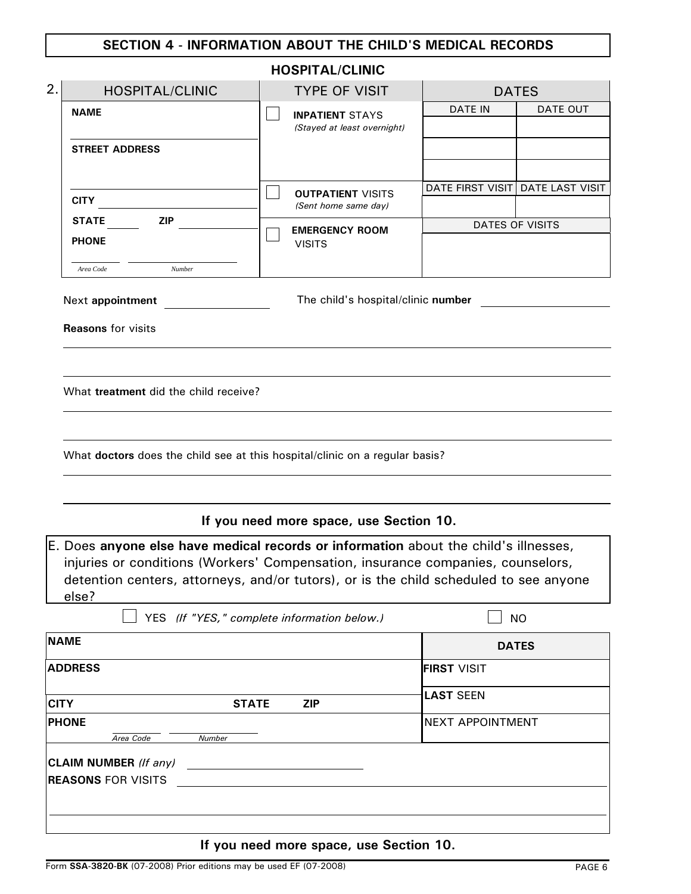## SECTION 4 - INFORMATION ABOUT THE CHILD'S MEDICAL RECORDS

### HOSPITAL/CLINIC

2.

| HOSPITAL/CLINIC | TYPE OF VISIT | DATES | |
|---|---|---|---|
| **NAME** | ☐ **INPATIENT** STAYS *(Stayed at least overnight)* | DATE IN | DATE OUT |
| **STREET ADDRESS** | | | |
| | | | |
| **CITY** | ☐ **OUTPATIENT** VISITS *(Sent home same day)* | DATE FIRST VISIT | DATE LAST VISIT |
| **STATE** ____ **ZIP** ____ | | | |
| **PHONE** ____ ____ *Area Code* *Number* | ☐ **EMERGENCY ROOM** VISITS | DATES OF VISITS | |

Next **appointment** ______________ The child's hospital/clinic **number** ______________

**Reasons** for visits

What **treatment** did the child receive?

What **doctors** does the child see at this hospital/clinic on a regular basis?

**If you need more space, use Section 10.**

E. Does **anyone else have medical records or information** about the child's illnesses, injuries or conditions (Workers' Compensation, insurance companies, counselors, detention centers, attorneys, and/or tutors), or is the child scheduled to see anyone else?

☐ YES *(If "YES," complete information below.)* ☐ NO

| **NAME** | **DATES** |
|---|---|
| **ADDRESS** | **FIRST** VISIT |
| **CITY** **STATE** **ZIP** | **LAST** SEEN |
| **PHONE** ____ ____ *Area Code* *Number* | NEXT APPOINTMENT |

**CLAIM NUMBER** *(If any)* ______________

**REASONS** FOR VISITS ______________

**If you need more space, use Section 10.**

Form **SSA-3820-BK** (07-2008) Prior editions may be used EF (07-2008)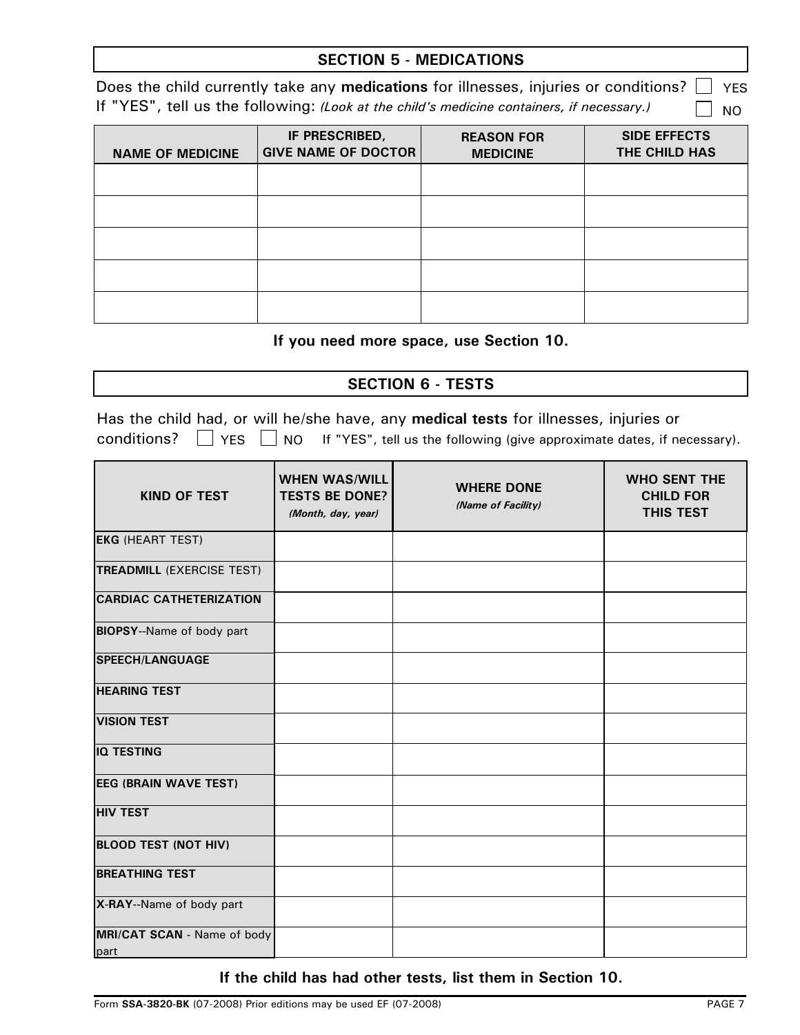## SECTION 5 - MEDICATIONS

Does the child currently take any **medications** for illnesses, injuries or conditions? ☐ YES ☐ NO

If "YES", tell us the following: *(Look at the child's medicine containers, if necessary.)*

| NAME OF MEDICINE | IF PRESCRIBED, GIVE NAME OF DOCTOR | REASON FOR MEDICINE | SIDE EFFECTS THE CHILD HAS |
|---|---|---|---|
| | | | |
| | | | |
| | | | |
| | | | |
| | | | |

**If you need more space, use Section 10.**

## SECTION 6 - TESTS

Has the child had, or will he/she have, any **medical tests** for illnesses, injuries or conditions? ☐ YES ☐ NO If "YES", tell us the following (give approximate dates, if necessary).

| KIND OF TEST | WHEN WAS/WILL TESTS BE DONE? *(Month, day, year)* | WHERE DONE *(Name of Facility)* | WHO SENT THE CHILD FOR THIS TEST |
|---|---|---|---|
| **EKG** (HEART TEST) | | | |
| **TREADMILL** (EXERCISE TEST) | | | |
| **CARDIAC CATHETERIZATION** | | | |
| **BIOPSY**--Name of body part | | | |
| **SPEECH/LANGUAGE** | | | |
| **HEARING TEST** | | | |
| **VISION TEST** | | | |
| **IQ TESTING** | | | |
| **EEG (BRAIN WAVE TEST)** | | | |
| **HIV TEST** | | | |
| **BLOOD TEST (NOT HIV)** | | | |
| **BREATHING TEST** | | | |
| **X-RAY**--Name of body part | | | |
| **MRI/CAT SCAN** - Name of body part | | | |

**If the child has had other tests, list them in Section 10.**

Form **SSA-3820-BK** (07-2008) Prior editions may be used EF (07-2008)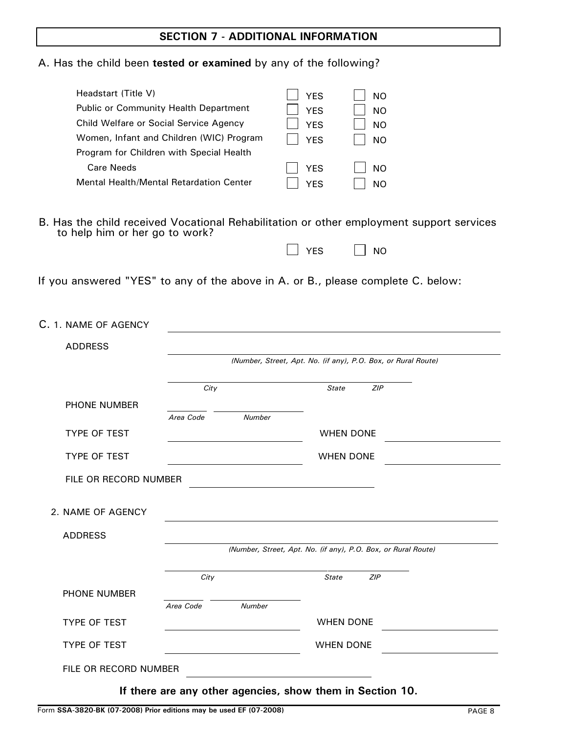## SECTION 7 - ADDITIONAL INFORMATION

A. Has the child been **tested or examined** by any of the following?

| | | |
|---|---|---|
| Headstart (Title V) | ☐ YES | ☐ NO |
| Public or Community Health Department | ☐ YES | ☐ NO |
| Child Welfare or Social Service Agency | ☐ YES | ☐ NO |
| Women, Infant and Children (WIC) Program | ☐ YES | ☐ NO |
| Program for Children with Special Health Care Needs | ☐ YES | ☐ NO |
| Mental Health/Mental Retardation Center | ☐ YES | ☐ NO |

B. Has the child received Vocational Rehabilitation or other employment support services to help him or her go to work?

☐ YES ☐ NO

If you answered "YES" to any of the above in A. or B., please complete C. below:

C. 1. NAME OF AGENCY ______________________________

ADDRESS ______________________________
*(Number, Street, Apt. No. (if any), P.O. Box, or Rural Route)*

______________________________
*City* *State* *ZIP*

PHONE NUMBER ______ ______________
*Area Code* *Number*

TYPE OF TEST ______________ WHEN DONE ______________

TYPE OF TEST ______________ WHEN DONE ______________

FILE OR RECORD NUMBER ______________

2. NAME OF AGENCY ______________________________

ADDRESS ______________________________
*(Number, Street, Apt. No. (if any), P.O. Box, or Rural Route)*

______________________________
*City* *State* *ZIP*

PHONE NUMBER ______ ______________
*Area Code* *Number*

TYPE OF TEST ______________ WHEN DONE ______________

TYPE OF TEST ______________ WHEN DONE ______________

FILE OR RECORD NUMBER ______________

**If there are any other agencies, show them in Section 10.**

Form **SSA-3820-BK (07-2008) Prior editions may be used EF (07-2008)**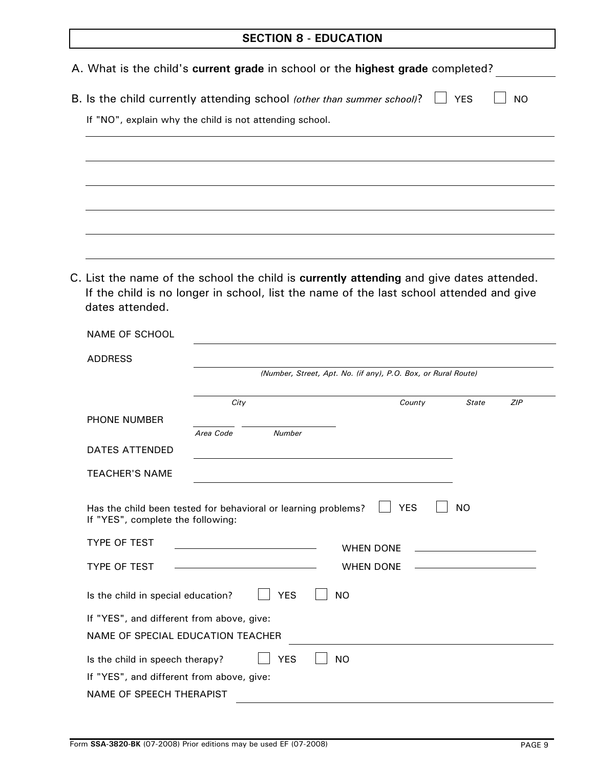## SECTION 8 - EDUCATION

A. What is the child's **current grade** in school or the **highest grade** completed? ________

B. Is the child currently attending school *(other than summer school)*? ☐ YES ☐ NO

If "NO", explain why the child is not attending school.

______________________________________________________________________

______________________________________________________________________

______________________________________________________________________

______________________________________________________________________

______________________________________________________________________

______________________________________________________________________

C. List the name of the school the child is **currently attending** and give dates attended. If the child is no longer in school, list the name of the last school attended and give dates attended.

NAME OF SCHOOL ______________________________________________________

ADDRESS ______________________________________________________
*(Number, Street, Apt. No. (if any), P.O. Box, or Rural Route)*

______________________________________________________
*City* *County* *State* *ZIP*

PHONE NUMBER ________ ________________
*Area Code* *Number*

DATES ATTENDED ______________________________________________________

TEACHER'S NAME ______________________________________________________

Has the child been tested for behavioral or learning problems? ☐ YES ☐ NO
If "YES", complete the following:

TYPE OF TEST ____________________ WHEN DONE ____________________

TYPE OF TEST ____________________ WHEN DONE ____________________

Is the child in special education? ☐ YES ☐ NO

If "YES", and different from above, give:

NAME OF SPECIAL EDUCATION TEACHER ______________________________________________________

Is the child in speech therapy? ☐ YES ☐ NO

If "YES", and different from above, give:

NAME OF SPEECH THERAPIST ______________________________________________________

Form **SSA-3820-BK** (07-2008) Prior editions may be used EF (07-2008)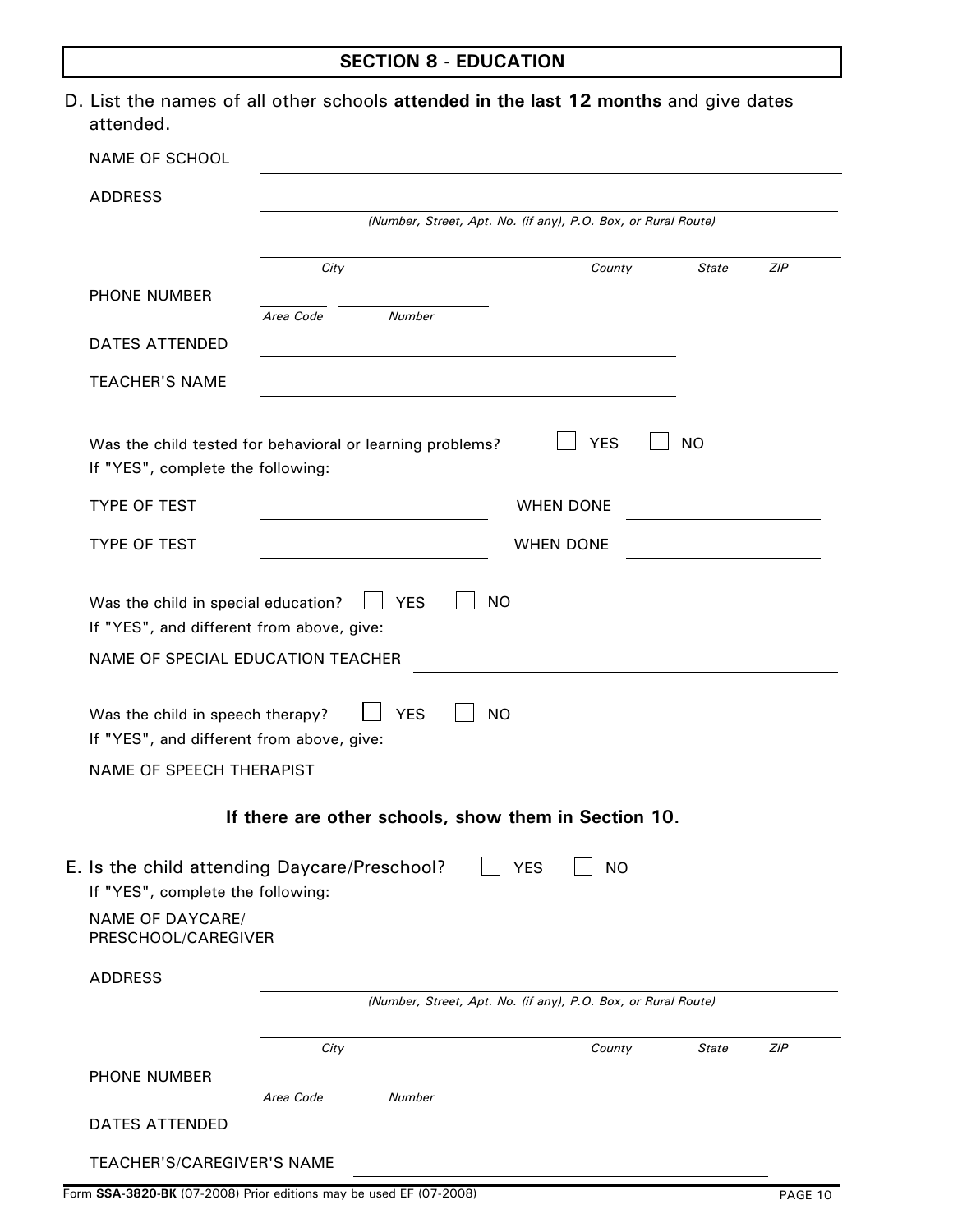## SECTION 8 - EDUCATION

D. List the names of all other schools **attended in the last 12 months** and give dates attended.

NAME OF SCHOOL ______________________________

ADDRESS ______________________________

*(Number, Street, Apt. No. (if any), P.O. Box, or Rural Route)*

______________________________

*City* *County* *State* *ZIP*

PHONE NUMBER ______ ______________

*Area Code* *Number*

DATES ATTENDED ______________________________

TEACHER'S NAME ______________________________

Was the child tested for behavioral or learning problems? ☐ YES ☐ NO

If "YES", complete the following:

TYPE OF TEST ______________ WHEN DONE ______________

TYPE OF TEST ______________ WHEN DONE ______________

Was the child in special education? ☐ YES ☐ NO

If "YES", and different from above, give:

NAME OF SPECIAL EDUCATION TEACHER ______________________________

Was the child in speech therapy? ☐ YES ☐ NO

If "YES", and different from above, give:

NAME OF SPEECH THERAPIST ______________________________

**If there are other schools, show them in Section 10.**

E. Is the child attending Daycare/Preschool? ☐ YES ☐ NO

If "YES", complete the following:

NAME OF DAYCARE/ PRESCHOOL/CAREGIVER ______________________________

ADDRESS ______________________________

*(Number, Street, Apt. No. (if any), P.O. Box, or Rural Route)*

______________________________

*City* *County* *State* *ZIP*

PHONE NUMBER ______ ______________

*Area Code* *Number*

DATES ATTENDED ______________________________

TEACHER'S/CAREGIVER'S NAME ______________________________

Form **SSA-3820-BK** (07-2008) Prior editions may be used EF (07-2008)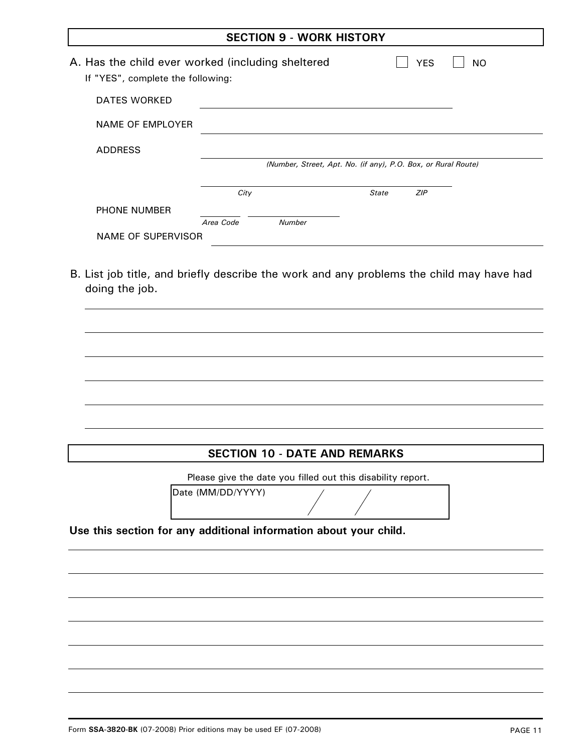## SECTION 9 - WORK HISTORY

A. Has the child ever worked (including sheltered ☐ YES ☐ NO

If "YES", complete the following:

DATES WORKED ______________________________

NAME OF EMPLOYER ______________________________

ADDRESS ______________________________

*(Number, Street, Apt. No. (if any), P.O. Box, or Rural Route)*

______________________________

*City* *State* *ZIP*

PHONE NUMBER ______ ______________

*Area Code* *Number*

NAME OF SUPERVISOR ______________________________

B. List job title, and briefly describe the work and any problems the child may have had doing the job.

______________________________

______________________________

______________________________

______________________________

______________________________

______________________________

## SECTION 10 - DATE AND REMARKS

Please give the date you filled out this disability report.

Date (MM/DD/YYYY) / /

**Use this section for any additional information about your child.**

______________________________

______________________________

______________________________

______________________________

______________________________

______________________________

______________________________

Form **SSA-3820-BK** (07-2008) Prior editions may be used EF (07-2008)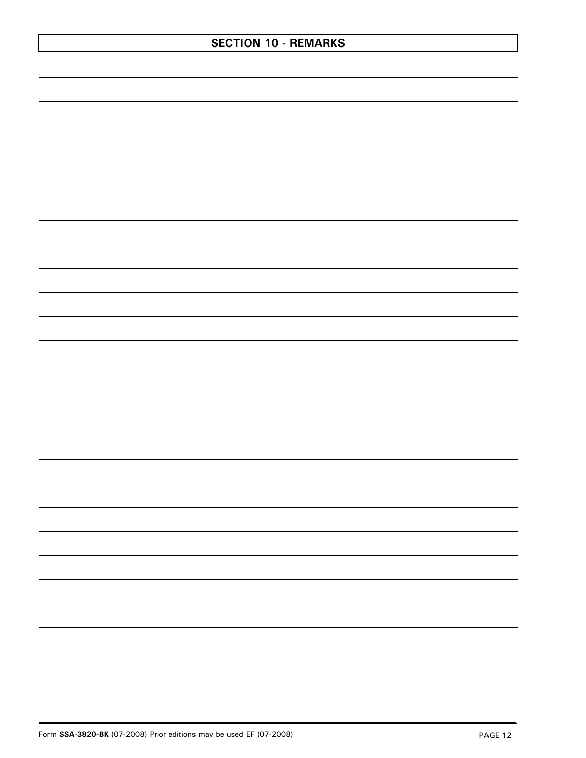## SECTION 10 - REMARKS

Form **SSA-3820-BK** (07-2008) Prior editions may be used EF (07-2008)